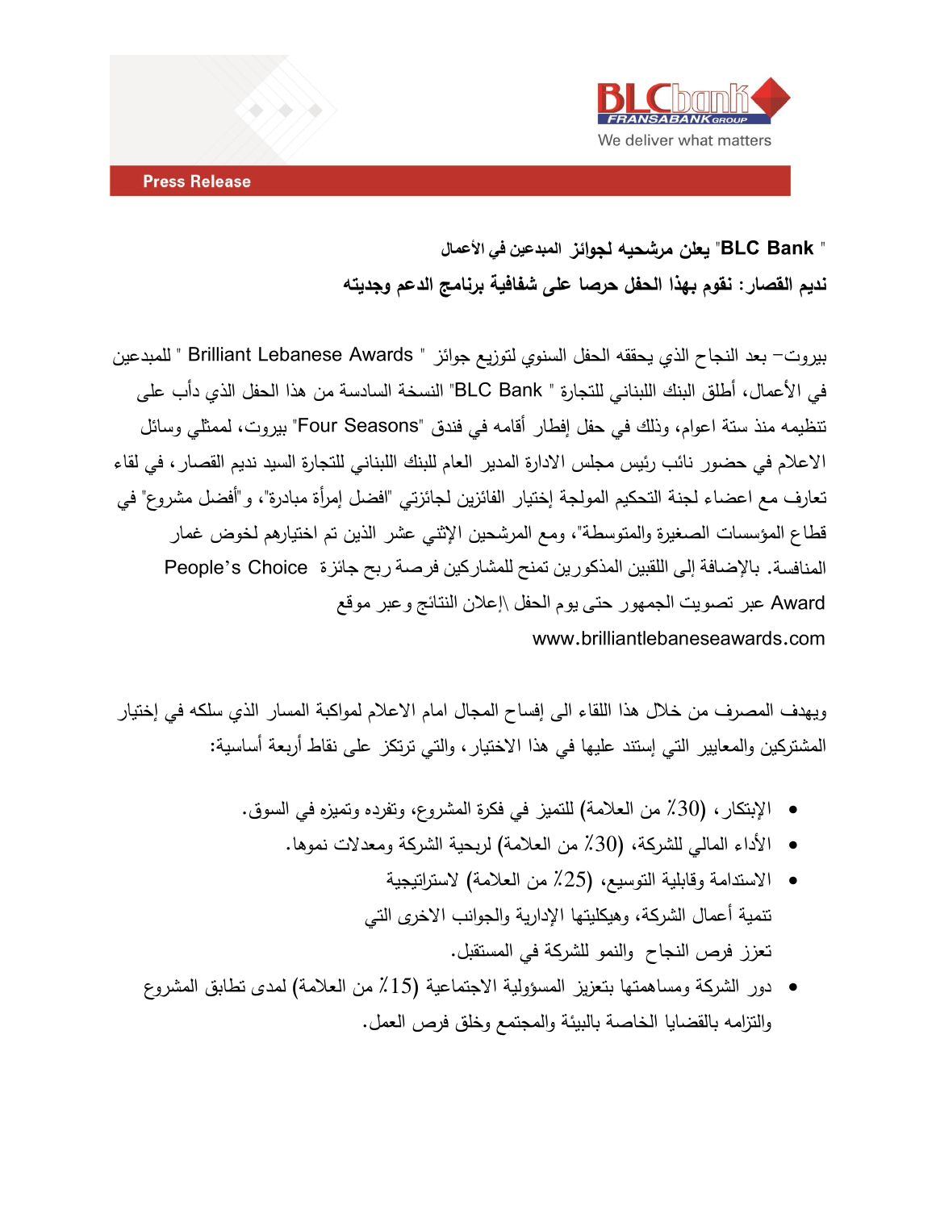BLC bank
FRANSABANK GROUP
We deliver what matters

**Press Release**

**" BLC Bank" يعلن مرشحيه لجوائز المبدعين في الأعمال**

**نديم القصار: نقوم بهذا الحفل حرصا على شفافية برنامج الدعم وجديته**

بيروت– بعد النجاح الذي يحققه الحفل السنوي لتوزيع جوائز " Brilliant Lebanese Awards " للمبدعين في الأعمال، أطلق البنك اللبناني للتجارة " BLC Bank" النسخة السادسة من هذا الحفل الذي دأب على تنظيمه منذ ستة اعوام، وذلك في حفل إفطار أقامه في فندق "Four Seasons" بيروت، لممثلي وسائل الاعلام في حضور نائب رئيس مجلس الادارة المدير العام للبنك اللبناني للتجارة السيد نديم القصار، في لقاء تعارف مع اعضاء لجنة التحكيم المولجة إختيار الفائزين لجائزتي "افضل إمرأة مبادرة"، و"أفضل مشروع" في قطاع المؤسسات الصغيرة والمتوسطة"، ومع المرشحين الإثني عشر الذين تم اختيارهم لخوض غمار المنافسة. بالإضافة إلى اللقبين المذكورين تمنح للمشاركين فرصة ربح جائزة People's Choice Award عبر تصويت الجمهور حتى يوم الحفل \إعلان النتائج وعبر موقع www.brilliantlebaneseawards.com

ويهدف المصرف من خلال هذا اللقاء الى إفساح المجال امام الاعلام لمواكبة المسار الذي سلكه في إختيار المشتركين والمعايير التي إستند عليها في هذا الاختيار، والتي ترتكز على نقاط أربعة أساسية:

- الإبتكار، (30٪ من العلامة) للتميز في فكرة المشروع، وتفرده وتميزه في السوق.
- الأداء المالي للشركة، (30٪ من العلامة) لربحية الشركة ومعدلات نموها.
- الاستدامة وقابلية التوسيع، (25٪ من العلامة) لاستراتيجية تنمية أعمال الشركة، وهيكليتها الإدارية والجوانب الاخرى التي تعزز فرص النجاح والنمو للشركة في المستقبل.
- دور الشركة ومساهمتها بتعزيز المسؤولية الاجتماعية (15٪ من العلامة) لمدى تطابق المشروع والتزامه بالقضايا الخاصة بالبيئة والمجتمع وخلق فرص العمل.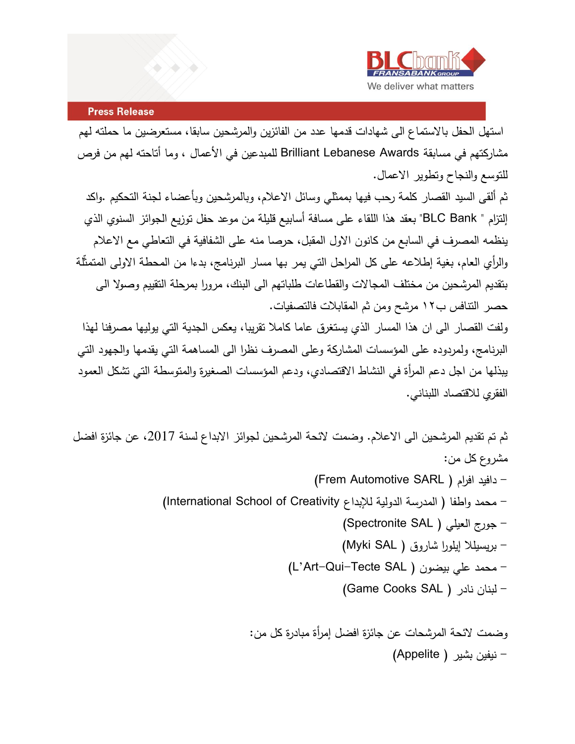Press Release

استهل الحفل بالاستماع الى شهادات قدمها عدد من الفائزين والمرشحين سابقا، مستعرضين ما حملته لهم مشاركتهم في مسابقة Brilliant Lebanese Awards للمبدعين في الأعمال ، وما أتاحته لهم من فرص للتوسع والنجاح وتطوير الاعمال.

ثم ألقى السيد القصار كلمة رحب فيها بممثلي وسائل الاعلام، وبالمرشحين وبأعضاء لجنة التحكيم .واكد إلتزام " BLC Bank" بعقد هذا اللقاء على مسافة أسابيع قليلة من موعد حفل توزيع الجوائز السنوي الذي ينظمه المصرف في السابع من كانون الاول المقبل، حرصا منه على الشفافية في التعاطي مع الاعلام والرأي العام، بغية إطلاعه على كل المراحل التي يمر بها مسار البرنامج، بدءا من المحطة الاولى المتمثّلة بتقديم المرشحين من مختلف المجالات والقطاعات طلباتهم الى البنك، مرورا بمرحلة التقييم وصولا الى حصر التنافس ب١٢ مرشح ومن ثم المقابلات فالتصفيات.

ولفت القصار الى ان هذا المسار الذي يستغرق عاما كاملا تقريبا، يعكس الجدية التي يوليها مصرفنا لهذا البرنامج، ولمردوده على المؤسسات المشاركة وعلى المصرف نظرا الى المساهمة التي يقدمها والجهود التي يبذلها من اجل دعم المرأة في النشاط الاقتصادي، ودعم المؤسسات الصغيرة والمتوسطة التي تشكل العمود الفقري للاقتصاد اللبناني.

ثم تم تقديم المرشحين الى الاعلام. وضمت لائحة المرشحين لجوائز الابداع لسنة 2017، عن جائزة افضل مشروع كل من:

- دافيد افرام ( Frem Automotive SARL)
- محمد واطا ( المدرسة الدولية للإبداع International School of Creativity)
- جورج العيلي ( Spectronite SAL)
- بريسيللا إيلورا شاروق ( Myki SAL)
- محمد علي بيضون ( L'Art-Qui-Tecte SAL)
- لبنان نادر ( Game Cooks SAL)

وضمت لائحة المرشحات عن جائزة افضل إمرأة مبادرة كل من:

- نيفين بشير ( Appelite)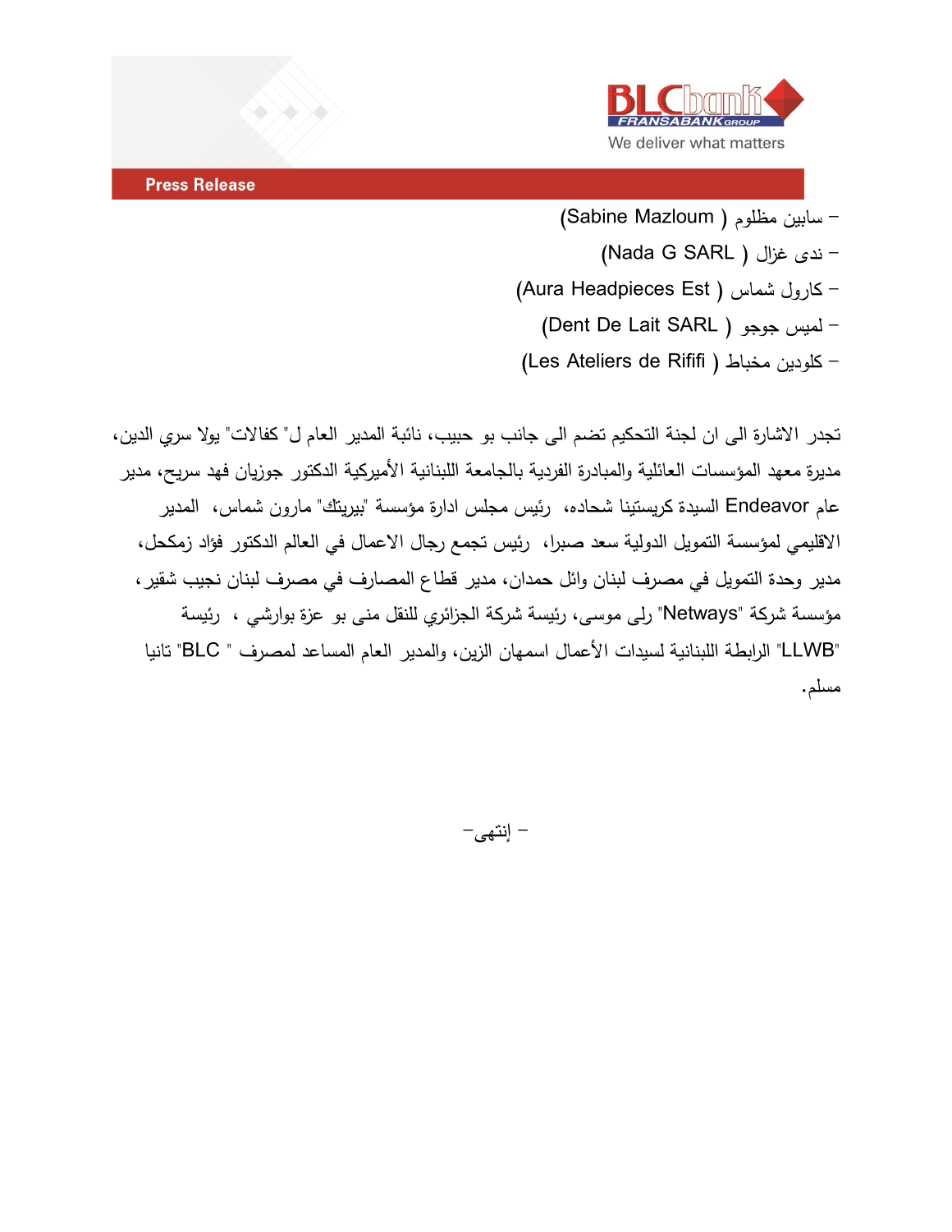- سابين مظلوم ( Sabine Mazloum)
- ندى غزال ( Nada G SARL)
- كارول شماس ( Aura Headpieces Est)
- لميس جوجو ( Dent De Lait SARL)
- كلودين مخباط ( Les Ateliers de Rififi)

تجدر الاشارة الى ان لجنة التحكيم تضم الى جانب بو حبيب، نائبة المدير العام ل" كفالات" يولا سري الدين، مديرة معهد المؤسسات العائلية والمبادرة الفردية بالجامعة اللبنانية الأميركية الدكتور جوزيان فهد سريح، مدير عام Endeavor السيدة كريستينا شحاده، رئيس مجلس ادارة مؤسسة "بيريتك" مارون شماس، المدير الاقليمي لمؤسسة التمويل الدولية سعد صبرا، رئيس تجمع رجال الاعمال في العالم الدكتور فؤاد زمكحل، مدير وحدة التمويل في مصرف لبنان وائل حمدان، مدير قطاع المصارف في مصرف لبنان نجيب شقير، مؤسسة شركة "Netways" رلى موسى، رئيسة شركة الجزائري للنقل منى بو عزة بوارشي ، رئيسة "LLWB" الرابطة اللبنانية لسيدات الأعمال اسمهان الزين، والمدير العام المساعد لمصرف " BLC" تانيا مسلم.

– إنتهى–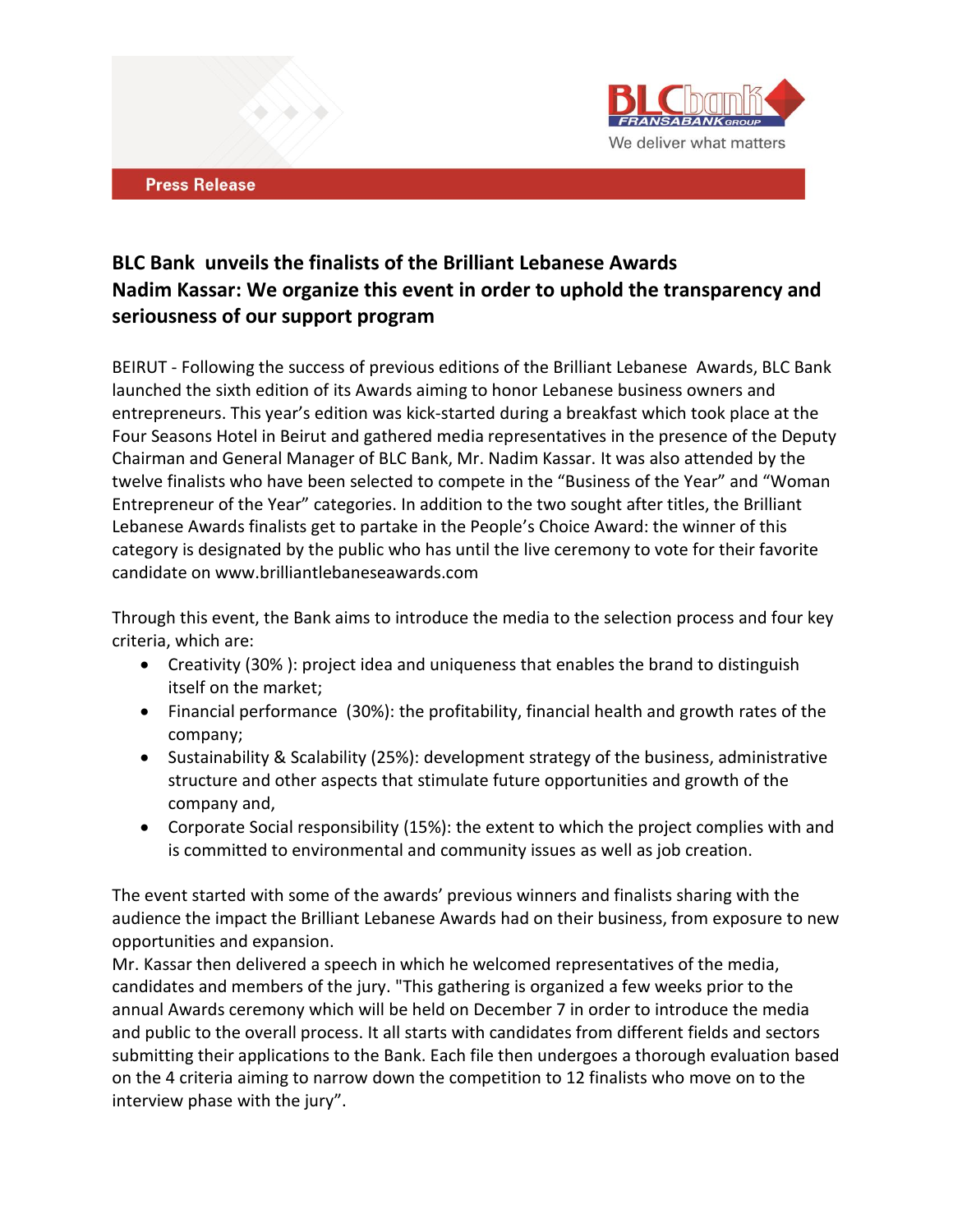Press Release

**BLC Bank unveils the finalists of the Brilliant Lebanese Awards**
**Nadim Kassar: We organize this event in order to uphold the transparency and seriousness of our support program**

BEIRUT - Following the success of previous editions of the Brilliant Lebanese Awards, BLC Bank launched the sixth edition of its Awards aiming to honor Lebanese business owners and entrepreneurs. This year's edition was kick-started during a breakfast which took place at the Four Seasons Hotel in Beirut and gathered media representatives in the presence of the Deputy Chairman and General Manager of BLC Bank, Mr. Nadim Kassar. It was also attended by the twelve finalists who have been selected to compete in the "Business of the Year" and "Woman Entrepreneur of the Year" categories. In addition to the two sought after titles, the Brilliant Lebanese Awards finalists get to partake in the People's Choice Award: the winner of this category is designated by the public who has until the live ceremony to vote for their favorite candidate on www.brilliantlebaneseawards.com

Through this event, the Bank aims to introduce the media to the selection process and four key criteria, which are:

- Creativity (30% ): project idea and uniqueness that enables the brand to distinguish itself on the market;
- Financial performance (30%): the profitability, financial health and growth rates of the company;
- Sustainability & Scalability (25%): development strategy of the business, administrative structure and other aspects that stimulate future opportunities and growth of the company and,
- Corporate Social responsibility (15%): the extent to which the project complies with and is committed to environmental and community issues as well as job creation.

The event started with some of the awards' previous winners and finalists sharing with the audience the impact the Brilliant Lebanese Awards had on their business, from exposure to new opportunities and expansion.
Mr. Kassar then delivered a speech in which he welcomed representatives of the media, candidates and members of the jury. "This gathering is organized a few weeks prior to the annual Awards ceremony which will be held on December 7 in order to introduce the media and public to the overall process. It all starts with candidates from different fields and sectors submitting their applications to the Bank. Each file then undergoes a thorough evaluation based on the 4 criteria aiming to narrow down the competition to 12 finalists who move on to the interview phase with the jury".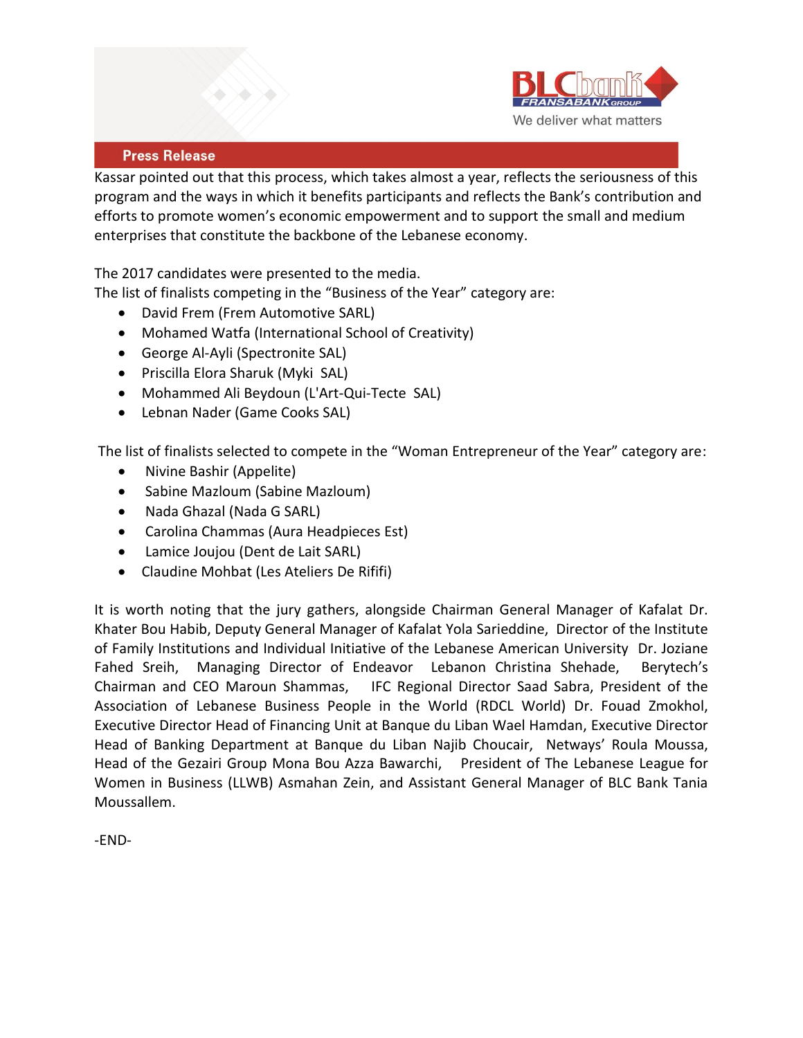Kassar pointed out that this process, which takes almost a year, reflects the seriousness of this program and the ways in which it benefits participants and reflects the Bank's contribution and efforts to promote women's economic empowerment and to support the small and medium enterprises that constitute the backbone of the Lebanese economy.

The 2017 candidates were presented to the media.
The list of finalists competing in the "Business of the Year" category are:

- David Frem (Frem Automotive SARL)
- Mohamed Watfa (International School of Creativity)
- George Al-Ayli (Spectronite SAL)
- Priscilla Elora Sharuk (Myki SAL)
- Mohammed Ali Beydoun (L'Art-Qui-Tecte SAL)
- Lebnan Nader (Game Cooks SAL)

The list of finalists selected to compete in the "Woman Entrepreneur of the Year" category are:

- Nivine Bashir (Appelite)
- Sabine Mazloum (Sabine Mazloum)
- Nada Ghazal (Nada G SARL)
- Carolina Chammas (Aura Headpieces Est)
- Lamice Joujou (Dent de Lait SARL)
- Claudine Mohbat (Les Ateliers De Rififi)

It is worth noting that the jury gathers, alongside Chairman General Manager of Kafalat Dr. Khater Bou Habib, Deputy General Manager of Kafalat Yola Sarieddine, Director of the Institute of Family Institutions and Individual Initiative of the Lebanese American University Dr. Joziane Fahed Sreih, Managing Director of Endeavor Lebanon Christina Shehade, Berytech's Chairman and CEO Maroun Shammas, IFC Regional Director Saad Sabra, President of the Association of Lebanese Business People in the World (RDCL World) Dr. Fouad Zmokhol, Executive Director Head of Financing Unit at Banque du Liban Wael Hamdan, Executive Director Head of Banking Department at Banque du Liban Najib Choucair, Netways' Roula Moussa, Head of the Gezairi Group Mona Bou Azza Bawarchi, President of The Lebanese League for Women in Business (LLWB) Asmahan Zein, and Assistant General Manager of BLC Bank Tania Moussallem.

-END-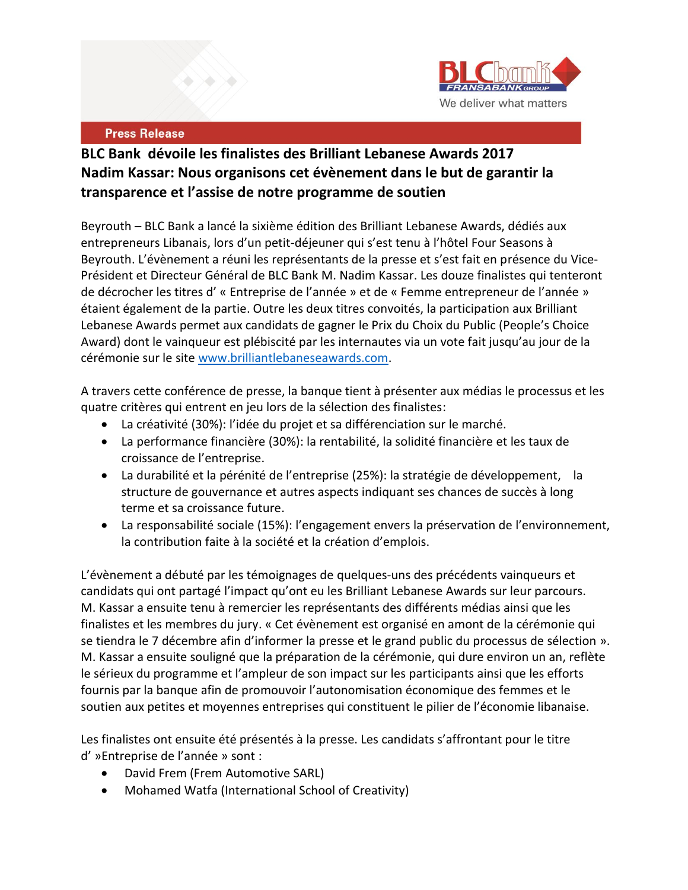BLC bank
FRANSABANK GROUP
We deliver what matters

**Press Release**

## BLC Bank dévoile les finalistes des Brilliant Lebanese Awards 2017
## Nadim Kassar: Nous organisons cet évènement dans le but de garantir la transparence et l'assise de notre programme de soutien

Beyrouth – BLC Bank a lancé la sixième édition des Brilliant Lebanese Awards, dédiés aux entrepreneurs Libanais, lors d'un petit-déjeuner qui s'est tenu à l'hôtel Four Seasons à Beyrouth. L'évènement a réuni les représentants de la presse et s'est fait en présence du Vice-Président et Directeur Général de BLC Bank M. Nadim Kassar. Les douze finalistes qui tenteront de décrocher les titres d' « Entreprise de l'année » et de « Femme entrepreneur de l'année » étaient également de la partie. Outre les deux titres convoités, la participation aux Brilliant Lebanese Awards permet aux candidats de gagner le Prix du Choix du Public (People's Choice Award) dont le vainqueur est plébiscité par les internautes via un vote fait jusqu'au jour de la cérémonie sur le site www.brilliantlebaneseawards.com.

A travers cette conférence de presse, la banque tient à présenter aux médias le processus et les quatre critères qui entrent en jeu lors de la sélection des finalistes:

- La créativité (30%): l'idée du projet et sa différenciation sur le marché.
- La performance financière (30%): la rentabilité, la solidité financière et les taux de croissance de l'entreprise.
- La durabilité et la pérénité de l'entreprise (25%): la stratégie de développement, la structure de gouvernance et autres aspects indiquant ses chances de succès à long terme et sa croissance future.
- La responsabilité sociale (15%): l'engagement envers la préservation de l'environnement, la contribution faite à la société et la création d'emplois.

L'évènement a débuté par les témoignages de quelques-uns des précédents vainqueurs et candidats qui ont partagé l'impact qu'ont eu les Brilliant Lebanese Awards sur leur parcours. M. Kassar a ensuite tenu à remercier les représentants des différents médias ainsi que les finalistes et les membres du jury. « Cet évènement est organisé en amont de la cérémonie qui se tiendra le 7 décembre afin d'informer la presse et le grand public du processus de sélection ». M. Kassar a ensuite souligné que la préparation de la cérémonie, qui dure environ un an, reflète le sérieux du programme et l'ampleur de son impact sur les participants ainsi que les efforts fournis par la banque afin de promouvoir l'autonomisation économique des femmes et le soutien aux petites et moyennes entreprises qui constituent le pilier de l'économie libanaise.

Les finalistes ont ensuite été présentés à la presse. Les candidats s'affrontant pour le titre d' »Entreprise de l'année » sont :

- David Frem (Frem Automotive SARL)
- Mohamed Watfa (International School of Creativity)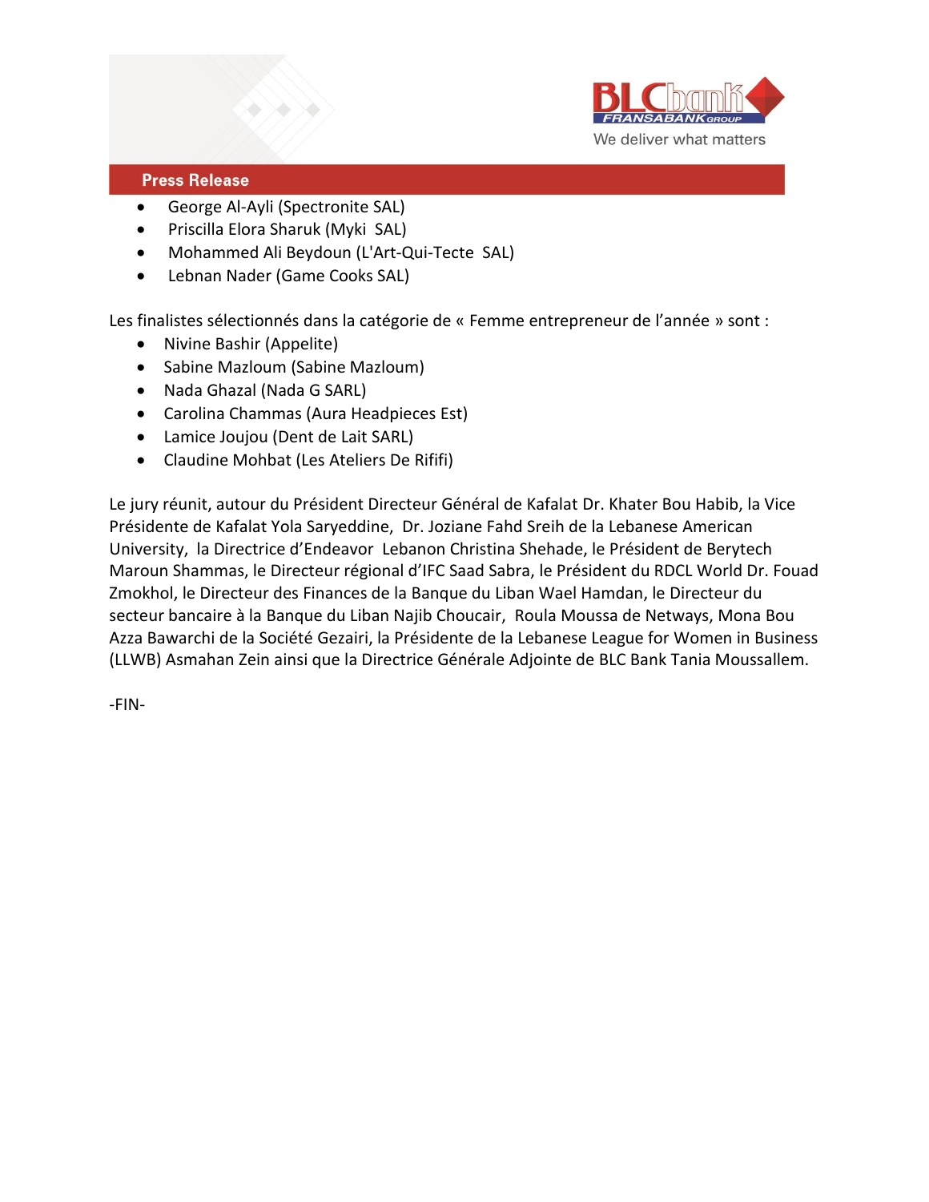- George Al-Ayli (Spectronite SAL)
- Priscilla Elora Sharuk (Myki  SAL)
- Mohammed Ali Beydoun (L'Art-Qui-Tecte  SAL)
- Lebnan Nader (Game Cooks SAL)

Les finalistes sélectionnés dans la catégorie de « Femme entrepreneur de l'année » sont :

- Nivine Bashir (Appelite)
- Sabine Mazloum (Sabine Mazloum)
- Nada Ghazal (Nada G SARL)
- Carolina Chammas (Aura Headpieces Est)
- Lamice Joujou (Dent de Lait SARL)
- Claudine Mohbat (Les Ateliers De Rififi)

Le jury réunit, autour du Président Directeur Général de Kafalat Dr. Khater Bou Habib, la Vice Présidente de Kafalat Yola Saryeddine,  Dr. Joziane Fahd Sreih de la Lebanese American University,  la Directrice d'Endeavor  Lebanon Christina Shehade, le Président de Berytech Maroun Shammas, le Directeur régional d'IFC Saad Sabra, le Président du RDCL World Dr. Fouad Zmokhol, le Directeur des Finances de la Banque du Liban Wael Hamdan, le Directeur du secteur bancaire à la Banque du Liban Najib Choucair,  Roula Moussa de Netways, Mona Bou Azza Bawarchi de la Société Gezairi, la Présidente de la Lebanese League for Women in Business (LLWB) Asmahan Zein ainsi que la Directrice Générale Adjointe de BLC Bank Tania Moussallem.

-FIN-